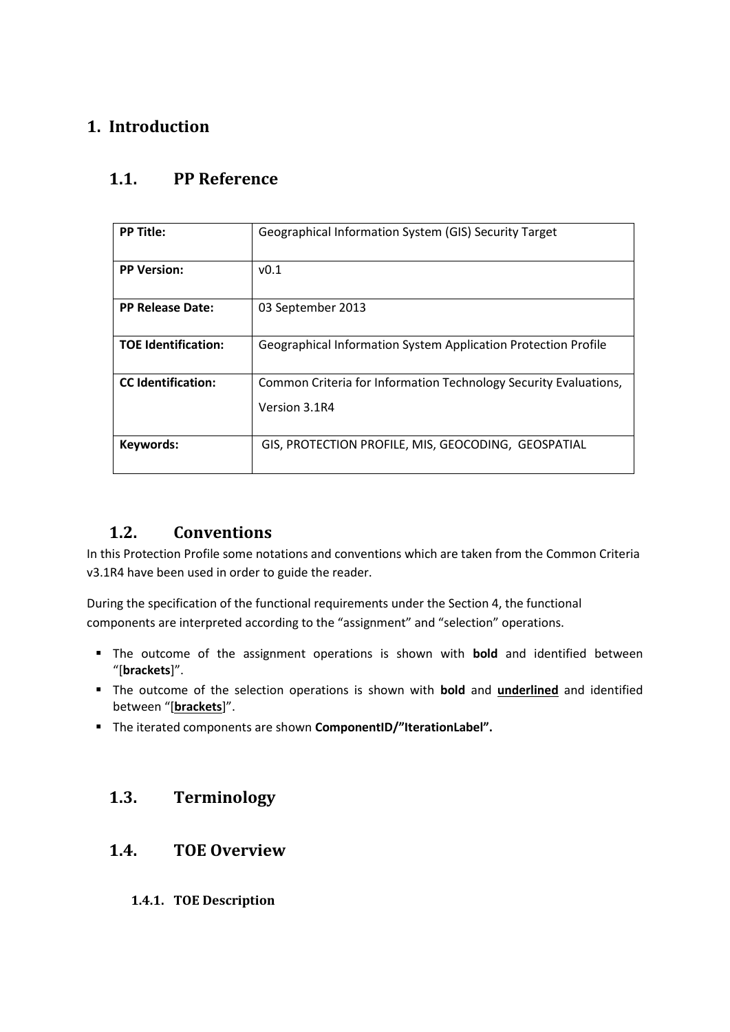# 1. Introduction

## 1.1. PP Reference

| | |
|---|---|
| **PP Title:** | Geographical Information System (GIS) Security Target |
| **PP Version:** | v0.1 |
| **PP Release Date:** | 03 September 2013 |
| **TOE Identification:** | Geographical Information System Application Protection Profile |
| **CC Identification:** | Common Criteria for Information Technology Security Evaluations, Version 3.1R4 |
| **Keywords:** | GIS, PROTECTION PROFILE, MIS, GEOCODING, GEOSPATIAL |

## 1.2. Conventions

In this Protection Profile some notations and conventions which are taken from the Common Criteria v3.1R4 have been used in order to guide the reader.

During the specification of the functional requirements under the Section 4, the functional components are interpreted according to the "assignment" and "selection" operations.

- The outcome of the assignment operations is shown with **bold** and identified between "[**brackets**]".
- The outcome of the selection operations is shown with **bold** and **<u>underlined</u>** and identified between "[**<u>brackets</u>**]".
- The iterated components are shown **ComponentID/"IterationLabel".**

## 1.3. Terminology

## 1.4. TOE Overview

### 1.4.1. TOE Description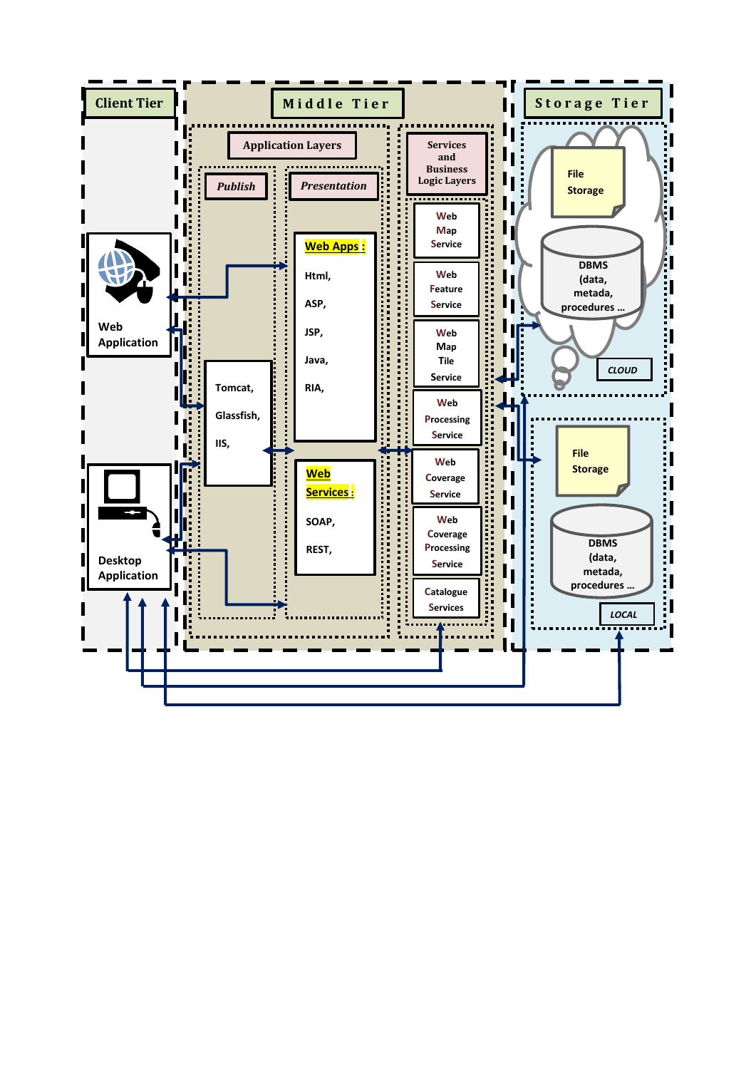Client Tier

Middle Tier

Storage Tier

Application Layers

Publish

Presentation

Web Apps :

Html,

ASP,

JSP,

Java,

RIA,

Tomcat,

Glassfish,

IIS,

Web Services :

SOAP,

REST,

Services and Business Logic Layers

Web Map Service

Web Feature Service

Web Map Tile Service

Web Processing Service

Web Coverage Service

Web Coverage Processing Service

Catalogue Services

Web Application

Desktop Application

File Storage

DBMS (data, metada, procedures ...

CLOUD

File Storage

DBMS (data, metada, procedures ...

LOCAL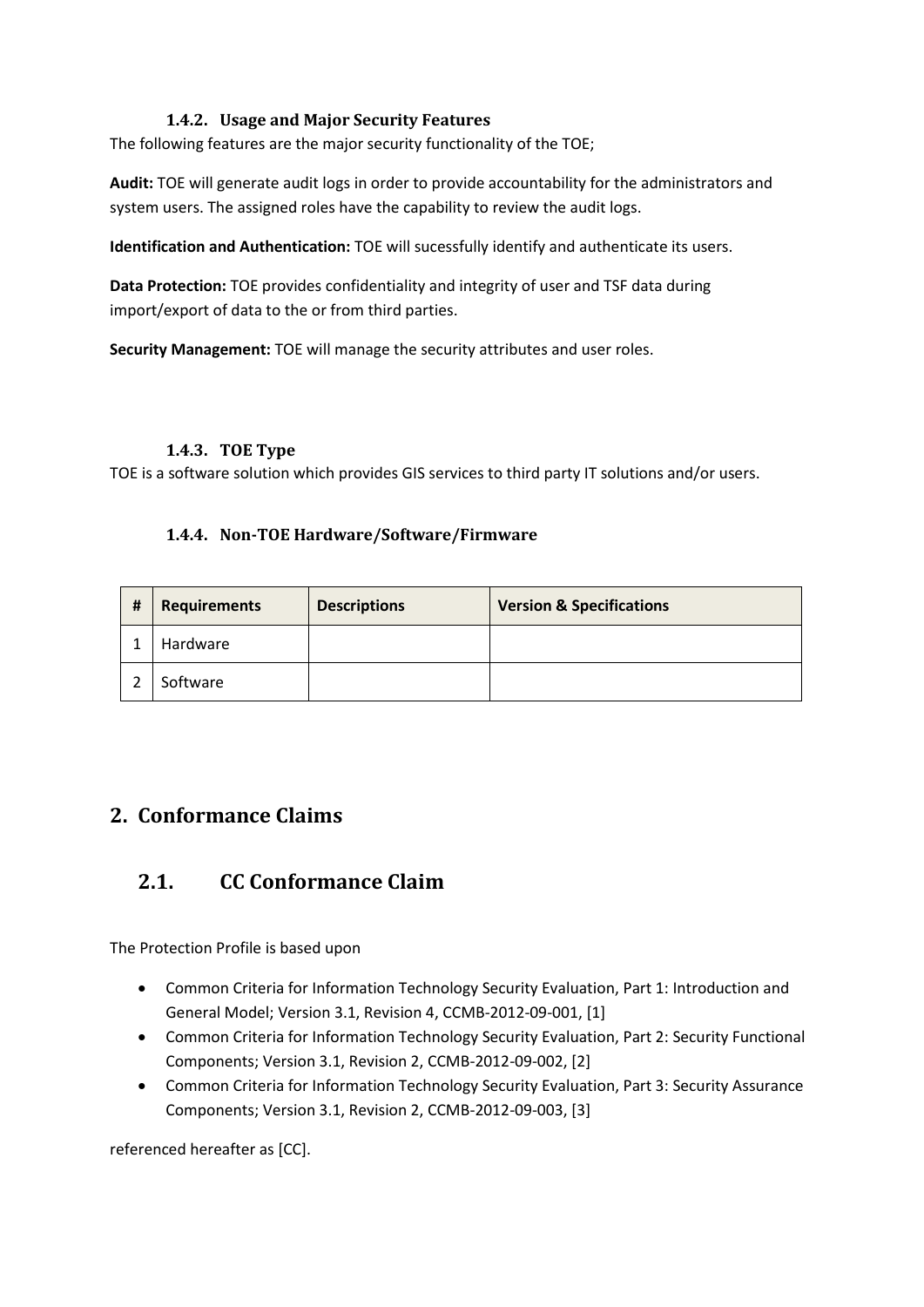### 1.4.2. Usage and Major Security Features

The following features are the major security functionality of the TOE;

**Audit:** TOE will generate audit logs in order to provide accountability for the administrators and system users. The assigned roles have the capability to review the audit logs.

**Identification and Authentication:** TOE will sucessfully identify and authenticate its users.

**Data Protection:** TOE provides confidentiality and integrity of user and TSF data during import/export of data to the or from third parties.

**Security Management:** TOE will manage the security attributes and user roles.

### 1.4.3. TOE Type

TOE is a software solution which provides GIS services to third party IT solutions and/or users.

### 1.4.4. Non-TOE Hardware/Software/Firmware

| # | Requirements | Descriptions | Version & Specifications |
|---|---|---|---|
| 1 | Hardware | | |
| 2 | Software | | |

# 2. Conformance Claims

## 2.1. CC Conformance Claim

The Protection Profile is based upon

- Common Criteria for Information Technology Security Evaluation, Part 1: Introduction and General Model; Version 3.1, Revision 4, CCMB-2012-09-001, [1]
- Common Criteria for Information Technology Security Evaluation, Part 2: Security Functional Components; Version 3.1, Revision 2, CCMB-2012-09-002, [2]
- Common Criteria for Information Technology Security Evaluation, Part 3: Security Assurance Components; Version 3.1, Revision 2, CCMB-2012-09-003, [3]

referenced hereafter as [CC].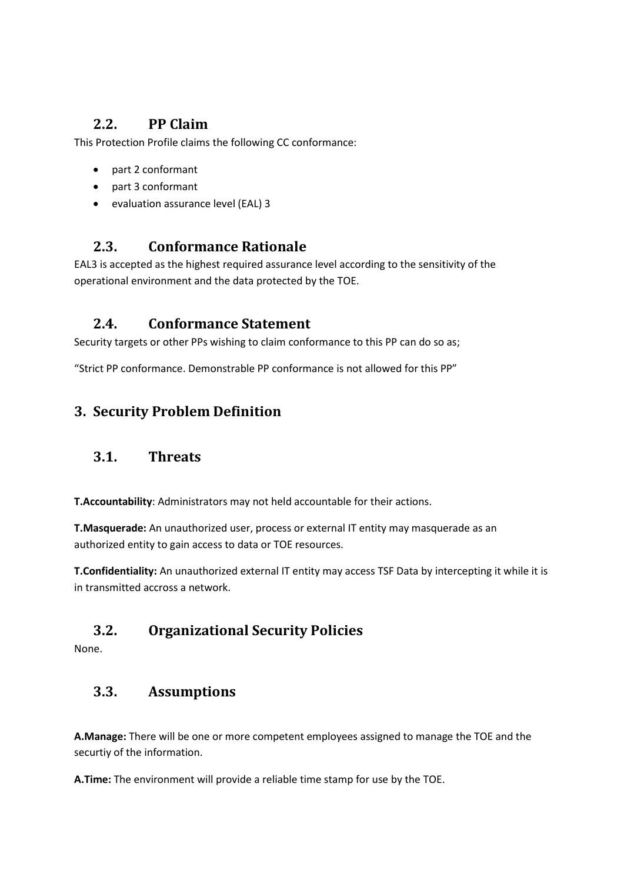## 2.2. PP Claim

This Protection Profile claims the following CC conformance:

- part 2 conformant
- part 3 conformant
- evaluation assurance level (EAL) 3

## 2.3. Conformance Rationale

EAL3 is accepted as the highest required assurance level according to the sensitivity of the operational environment and the data protected by the TOE.

## 2.4. Conformance Statement

Security targets or other PPs wishing to claim conformance to this PP can do so as;

“Strict PP conformance. Demonstrable PP conformance is not allowed for this PP”

# 3. Security Problem Definition

## 3.1. Threats

**T.Accountability**: Administrators may not held accountable for their actions.

**T.Masquerade:** An unauthorized user, process or external IT entity may masquerade as an authorized entity to gain access to data or TOE resources.

**T.Confidentiality:** An unauthorized external IT entity may access TSF Data by intercepting it while it is in transmitted accross a network.

## 3.2. Organizational Security Policies

None.

## 3.3. Assumptions

**A.Manage:** There will be one or more competent employees assigned to manage the TOE and the securtiy of the information.

**A.Time:** The environment will provide a reliable time stamp for use by the TOE.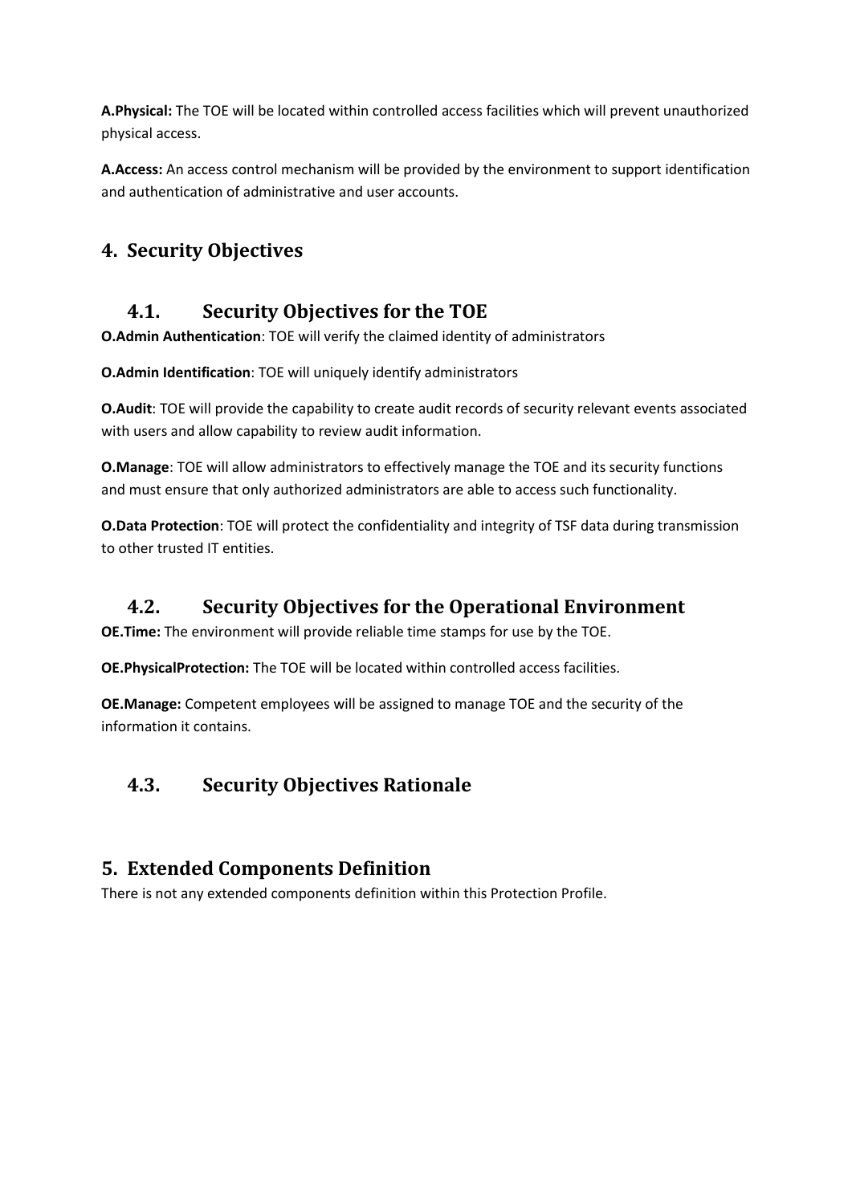**A.Physical:** The TOE will be located within controlled access facilities which will prevent unauthorized physical access.

**A.Access:** An access control mechanism will be provided by the environment to support identification and authentication of administrative and user accounts.

# 4. Security Objectives

## 4.1. Security Objectives for the TOE

**O.Admin Authentication**: TOE will verify the claimed identity of administrators

**O.Admin Identification**: TOE will uniquely identify administrators

**O.Audit**: TOE will provide the capability to create audit records of security relevant events associated with users and allow capability to review audit information.

**O.Manage**: TOE will allow administrators to effectively manage the TOE and its security functions and must ensure that only authorized administrators are able to access such functionality.

**O.Data Protection**: TOE will protect the confidentiality and integrity of TSF data during transmission to other trusted IT entities.

## 4.2. Security Objectives for the Operational Environment

**OE.Time:** The environment will provide reliable time stamps for use by the TOE.

**OE.PhysicalProtection:** The TOE will be located within controlled access facilities.

**OE.Manage:** Competent employees will be assigned to manage TOE and the security of the information it contains.

## 4.3. Security Objectives Rationale

# 5. Extended Components Definition

There is not any extended components definition within this Protection Profile.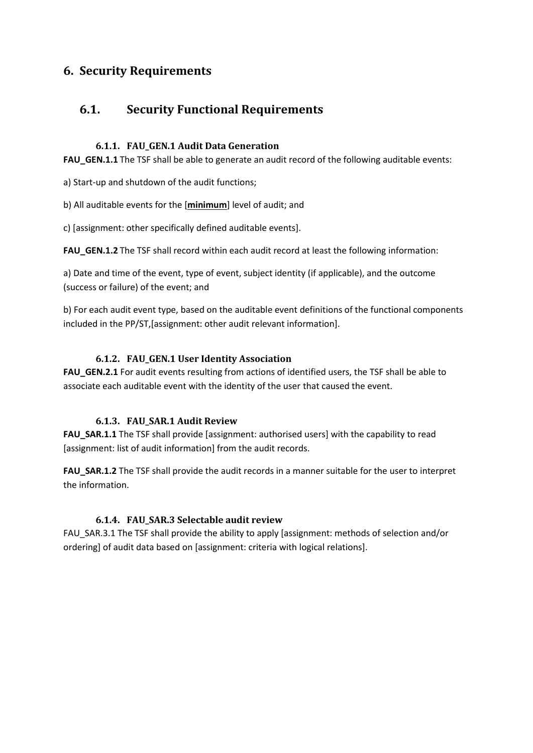# 6. Security Requirements

## 6.1. Security Functional Requirements

### 6.1.1. FAU_GEN.1 Audit Data Generation

**FAU_GEN.1.1** The TSF shall be able to generate an audit record of the following auditable events:

a) Start-up and shutdown of the audit functions;

b) All auditable events for the [**minimum**] level of audit; and

c) [assignment: other specifically defined auditable events].

**FAU_GEN.1.2** The TSF shall record within each audit record at least the following information:

a) Date and time of the event, type of event, subject identity (if applicable), and the outcome (success or failure) of the event; and

b) For each audit event type, based on the auditable event definitions of the functional components included in the PP/ST,[assignment: other audit relevant information].

### 6.1.2. FAU_GEN.1 User Identity Association

**FAU_GEN.2.1** For audit events resulting from actions of identified users, the TSF shall be able to associate each auditable event with the identity of the user that caused the event.

### 6.1.3. FAU_SAR.1 Audit Review

**FAU_SAR.1.1** The TSF shall provide [assignment: authorised users] with the capability to read [assignment: list of audit information] from the audit records.

**FAU_SAR.1.2** The TSF shall provide the audit records in a manner suitable for the user to interpret the information.

### 6.1.4. FAU_SAR.3 Selectable audit review

FAU_SAR.3.1 The TSF shall provide the ability to apply [assignment: methods of selection and/or ordering] of audit data based on [assignment: criteria with logical relations].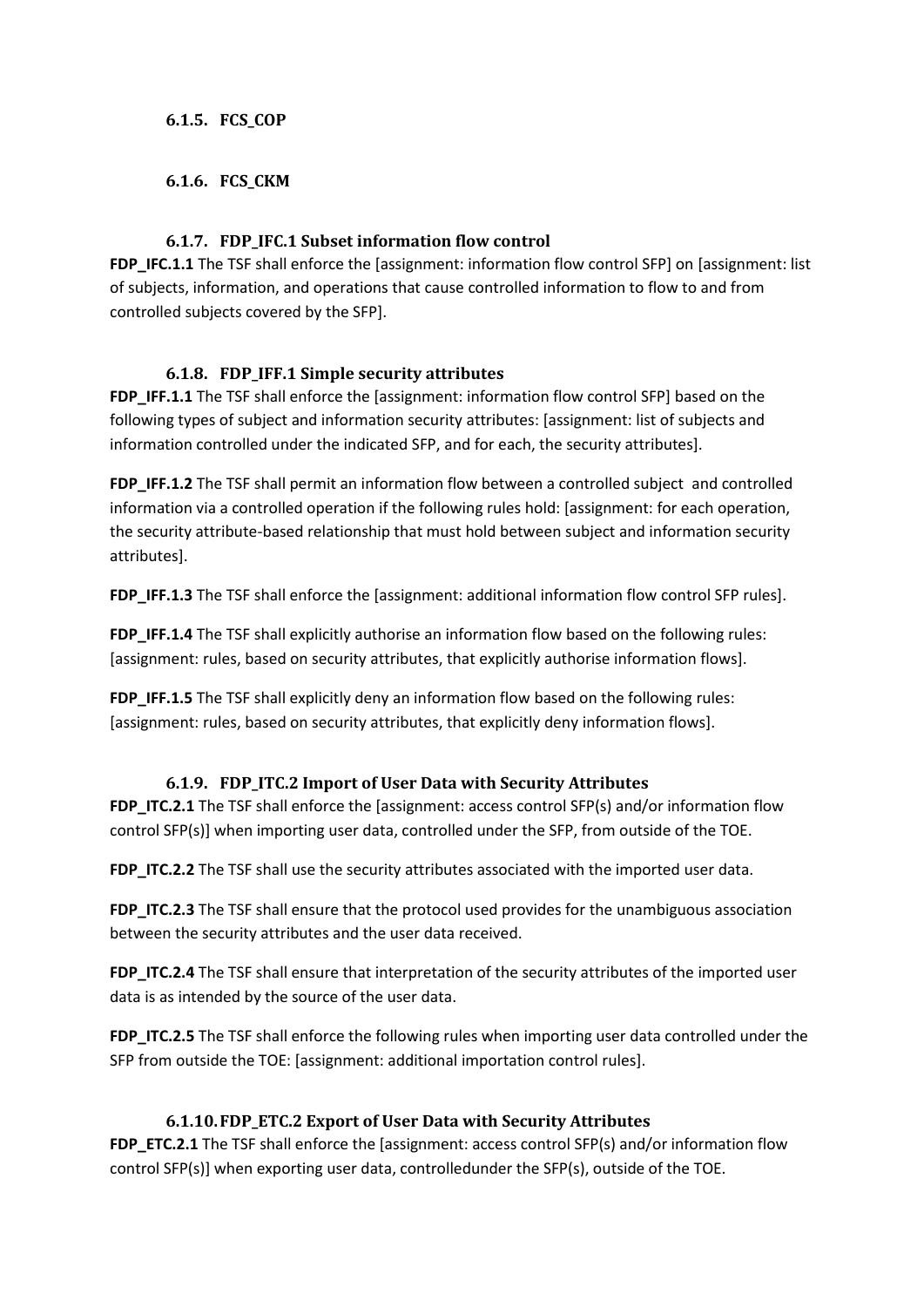### 6.1.5. FCS_COP

### 6.1.6. FCS_CKM

### 6.1.7. FDP_IFC.1 Subset information flow control

**FDP_IFC.1.1** The TSF shall enforce the [assignment: information flow control SFP] on [assignment: list of subjects, information, and operations that cause controlled information to flow to and from controlled subjects covered by the SFP].

### 6.1.8. FDP_IFF.1 Simple security attributes

**FDP_IFF.1.1** The TSF shall enforce the [assignment: information flow control SFP] based on the following types of subject and information security attributes: [assignment: list of subjects and information controlled under the indicated SFP, and for each, the security attributes].

**FDP_IFF.1.2** The TSF shall permit an information flow between a controlled subject and controlled information via a controlled operation if the following rules hold: [assignment: for each operation, the security attribute-based relationship that must hold between subject and information security attributes].

**FDP_IFF.1.3** The TSF shall enforce the [assignment: additional information flow control SFP rules].

**FDP_IFF.1.4** The TSF shall explicitly authorise an information flow based on the following rules: [assignment: rules, based on security attributes, that explicitly authorise information flows].

**FDP_IFF.1.5** The TSF shall explicitly deny an information flow based on the following rules: [assignment: rules, based on security attributes, that explicitly deny information flows].

### 6.1.9. FDP_ITC.2 Import of User Data with Security Attributes

**FDP_ITC.2.1** The TSF shall enforce the [assignment: access control SFP(s) and/or information flow control SFP(s)] when importing user data, controlled under the SFP, from outside of the TOE.

**FDP_ITC.2.2** The TSF shall use the security attributes associated with the imported user data.

**FDP_ITC.2.3** The TSF shall ensure that the protocol used provides for the unambiguous association between the security attributes and the user data received.

**FDP_ITC.2.4** The TSF shall ensure that interpretation of the security attributes of the imported user data is as intended by the source of the user data.

**FDP_ITC.2.5** The TSF shall enforce the following rules when importing user data controlled under the SFP from outside the TOE: [assignment: additional importation control rules].

### 6.1.10. FDP_ETC.2 Export of User Data with Security Attributes

**FDP_ETC.2.1** The TSF shall enforce the [assignment: access control SFP(s) and/or information flow control SFP(s)] when exporting user data, controlledunder the SFP(s), outside of the TOE.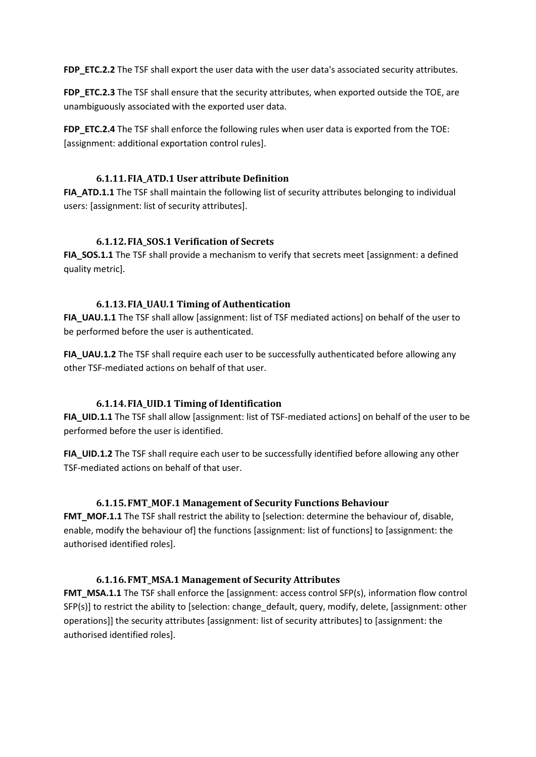**FDP_ETC.2.2** The TSF shall export the user data with the user data's associated security attributes.

**FDP_ETC.2.3** The TSF shall ensure that the security attributes, when exported outside the TOE, are unambiguously associated with the exported user data.

**FDP_ETC.2.4** The TSF shall enforce the following rules when user data is exported from the TOE: [assignment: additional exportation control rules].

### 6.1.11. FIA_ATD.1 User attribute Definition

**FIA_ATD.1.1** The TSF shall maintain the following list of security attributes belonging to individual users: [assignment: list of security attributes].

### 6.1.12. FIA_SOS.1 Verification of Secrets

**FIA_SOS.1.1** The TSF shall provide a mechanism to verify that secrets meet [assignment: a defined quality metric].

### 6.1.13. FIA_UAU.1 Timing of Authentication

**FIA_UAU.1.1** The TSF shall allow [assignment: list of TSF mediated actions] on behalf of the user to be performed before the user is authenticated.

**FIA_UAU.1.2** The TSF shall require each user to be successfully authenticated before allowing any other TSF-mediated actions on behalf of that user.

### 6.1.14. FIA_UID.1 Timing of Identification

**FIA_UID.1.1** The TSF shall allow [assignment: list of TSF-mediated actions] on behalf of the user to be performed before the user is identified.

**FIA_UID.1.2** The TSF shall require each user to be successfully identified before allowing any other TSF-mediated actions on behalf of that user.

### 6.1.15. FMT_MOF.1 Management of Security Functions Behaviour

**FMT_MOF.1.1** The TSF shall restrict the ability to [selection: determine the behaviour of, disable, enable, modify the behaviour of] the functions [assignment: list of functions] to [assignment: the authorised identified roles].

### 6.1.16. FMT_MSA.1 Management of Security Attributes

**FMT_MSA.1.1** The TSF shall enforce the [assignment: access control SFP(s), information flow control SFP(s)] to restrict the ability to [selection: change_default, query, modify, delete, [assignment: other operations]] the security attributes [assignment: list of security attributes] to [assignment: the authorised identified roles].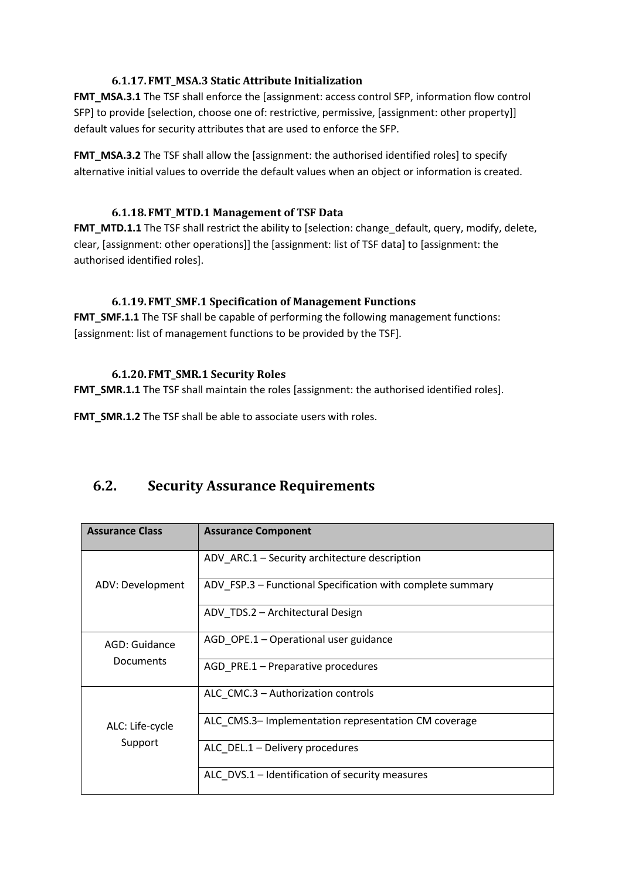#### 6.1.17. FMT_MSA.3 Static Attribute Initialization

**FMT_MSA.3.1** The TSF shall enforce the [assignment: access control SFP, information flow control SFP] to provide [selection, choose one of: restrictive, permissive, [assignment: other property]] default values for security attributes that are used to enforce the SFP.

**FMT_MSA.3.2** The TSF shall allow the [assignment: the authorised identified roles] to specify alternative initial values to override the default values when an object or information is created.

#### 6.1.18. FMT_MTD.1 Management of TSF Data

**FMT_MTD.1.1** The TSF shall restrict the ability to [selection: change_default, query, modify, delete, clear, [assignment: other operations]] the [assignment: list of TSF data] to [assignment: the authorised identified roles].

#### 6.1.19. FMT_SMF.1 Specification of Management Functions

**FMT_SMF.1.1** The TSF shall be capable of performing the following management functions: [assignment: list of management functions to be provided by the TSF].

#### 6.1.20. FMT_SMR.1 Security Roles

**FMT_SMR.1.1** The TSF shall maintain the roles [assignment: the authorised identified roles].

**FMT_SMR.1.2** The TSF shall be able to associate users with roles.

## 6.2. Security Assurance Requirements

| Assurance Class | Assurance Component |
|---|---|
| ADV: Development | ADV_ARC.1 – Security architecture description |
| | ADV_FSP.3 – Functional Specification with complete summary |
| | ADV_TDS.2 – Architectural Design |
| AGD: Guidance Documents | AGD_OPE.1 – Operational user guidance |
| | AGD_PRE.1 – Preparative procedures |
| ALC: Life-cycle Support | ALC_CMC.3 – Authorization controls |
| | ALC_CMS.3– Implementation representation CM coverage |
| | ALC_DEL.1 – Delivery procedures |
| | ALC_DVS.1 – Identification of security measures |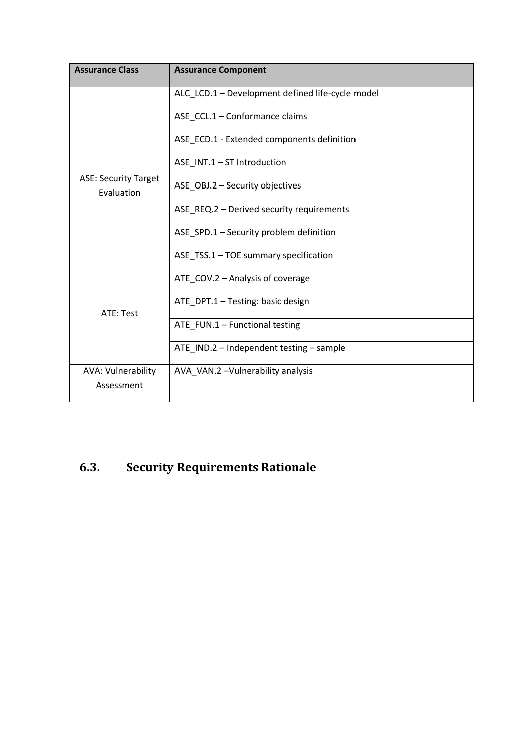| Assurance Class | Assurance Component |
| --- | --- |
| | ALC_LCD.1 – Development defined life-cycle model |
| ASE: Security Target Evaluation | ASE_CCL.1 – Conformance claims |
| | ASE_ECD.1 - Extended components definition |
| | ASE_INT.1 – ST Introduction |
| | ASE_OBJ.2 – Security objectives |
| | ASE_REQ.2 – Derived security requirements |
| | ASE_SPD.1 – Security problem definition |
| | ASE_TSS.1 – TOE summary specification |
| ATE: Test | ATE_COV.2 – Analysis of coverage |
| | ATE_DPT.1 – Testing: basic design |
| | ATE_FUN.1 – Functional testing |
| | ATE_IND.2 – Independent testing – sample |
| AVA: Vulnerability Assessment | AVA_VAN.2 –Vulnerability analysis |

## 6.3. Security Requirements Rationale